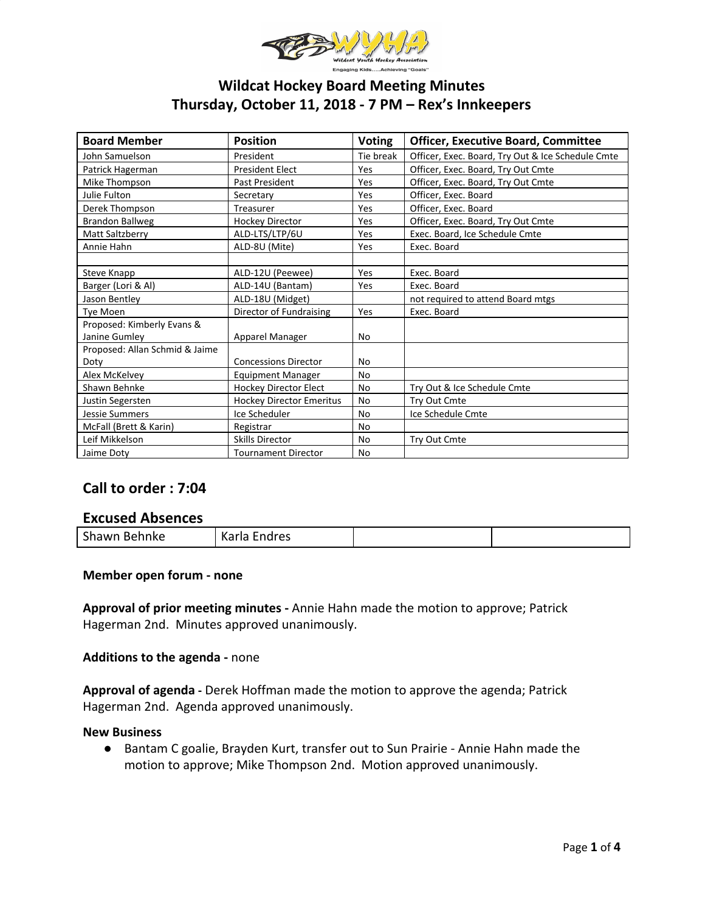# Wildcat Hockey Board Meeting Minutes
## Thursday, October 11, 2018 - 7 PM – Rex's Innkeepers

| Board Member | Position | Voting | Officer, Executive Board, Committee |
|---|---|---|---|
| John Samuelson | President | Tie break | Officer, Exec. Board, Try Out & Ice Schedule Cmte |
| Patrick Hagerman | President Elect | Yes | Officer, Exec. Board, Try Out Cmte |
| Mike Thompson | Past President | Yes | Officer, Exec. Board, Try Out Cmte |
| Julie Fulton | Secretary | Yes | Officer, Exec. Board |
| Derek Thompson | Treasurer | Yes | Officer, Exec. Board |
| Brandon Ballweg | Hockey Director | Yes | Officer, Exec. Board, Try Out Cmte |
| Matt Saltzberry | ALD-LTS/LTP/6U | Yes | Exec. Board, Ice Schedule Cmte |
| Annie Hahn | ALD-8U (Mite) | Yes | Exec. Board |
| | | | |
| Steve Knapp | ALD-12U (Peewee) | Yes | Exec. Board |
| Barger (Lori & Al) | ALD-14U (Bantam) | Yes | Exec. Board |
| Jason Bentley | ALD-18U (Midget) | | not required to attend Board mtgs |
| Tye Moen | Director of Fundraising | Yes | Exec. Board |
| Proposed: Kimberly Evans & Janine Gumley | Apparel Manager | No | |
| Proposed: Allan Schmid & Jaime Doty | Concessions Director | No | |
| Alex McKelvey | Equipment Manager | No | |
| Shawn Behnke | Hockey Director Elect | No | Try Out & Ice Schedule Cmte |
| Justin Segersten | Hockey Director Emeritus | No | Try Out Cmte |
| Jessie Summers | Ice Scheduler | No | Ice Schedule Cmte |
| McFall (Brett & Karin) | Registrar | No | |
| Leif Mikkelson | Skills Director | No | Try Out Cmte |
| Jaime Doty | Tournament Director | No | |

## Call to order : 7:04

## Excused Absences

| Shawn Behnke | Karla Endres | | |
|---|---|---|---|

**Member open forum - none**

**Approval of prior meeting minutes -** Annie Hahn made the motion to approve; Patrick Hagerman 2nd. Minutes approved unanimously.

**Additions to the agenda -** none

**Approval of agenda -** Derek Hoffman made the motion to approve the agenda; Patrick Hagerman 2nd. Agenda approved unanimously.

**New Business**

- Bantam C goalie, Brayden Kurt, transfer out to Sun Prairie - Annie Hahn made the motion to approve; Mike Thompson 2nd. Motion approved unanimously.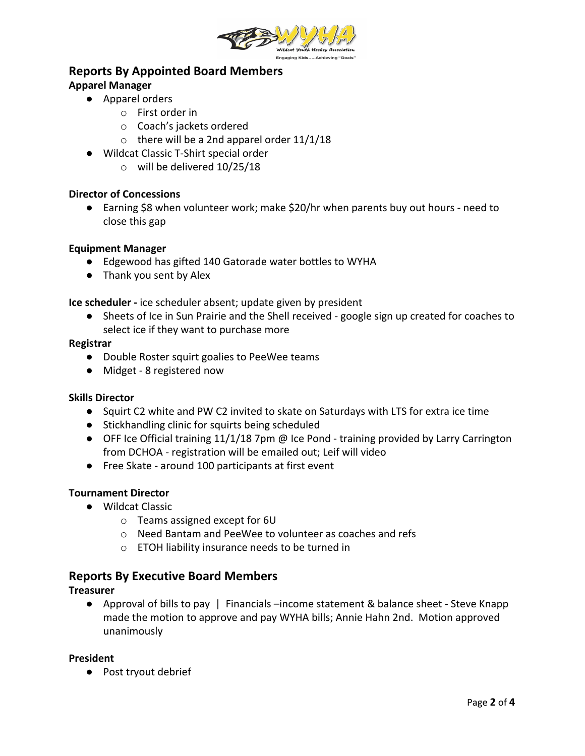## Reports By Appointed Board Members

### Apparel Manager

- Apparel orders
  - First order in
  - Coach's jackets ordered
  - there will be a 2nd apparel order 11/1/18
- Wildcat Classic T-Shirt special order
  - will be delivered 10/25/18

### Director of Concessions

- Earning $8 when volunteer work; make $20/hr when parents buy out hours - need to close this gap

### Equipment Manager

- Edgewood has gifted 140 Gatorade water bottles to WYHA
- Thank you sent by Alex

**Ice scheduler -** ice scheduler absent; update given by president

- Sheets of Ice in Sun Prairie and the Shell received - google sign up created for coaches to select ice if they want to purchase more

### Registrar

- Double Roster squirt goalies to PeeWee teams
- Midget - 8 registered now

### Skills Director

- Squirt C2 white and PW C2 invited to skate on Saturdays with LTS for extra ice time
- Stickhandling clinic for squirts being scheduled
- OFF Ice Official training 11/1/18 7pm @ Ice Pond - training provided by Larry Carrington from DCHOA - registration will be emailed out; Leif will video
- Free Skate - around 100 participants at first event

### Tournament Director

- Wildcat Classic
  - Teams assigned except for 6U
  - Need Bantam and PeeWee to volunteer as coaches and refs
  - ETOH liability insurance needs to be turned in

## Reports By Executive Board Members

### Treasurer

- Approval of bills to pay | Financials –income statement & balance sheet - Steve Knapp made the motion to approve and pay WYHA bills; Annie Hahn 2nd. Motion approved unanimously

### President

- Post tryout debrief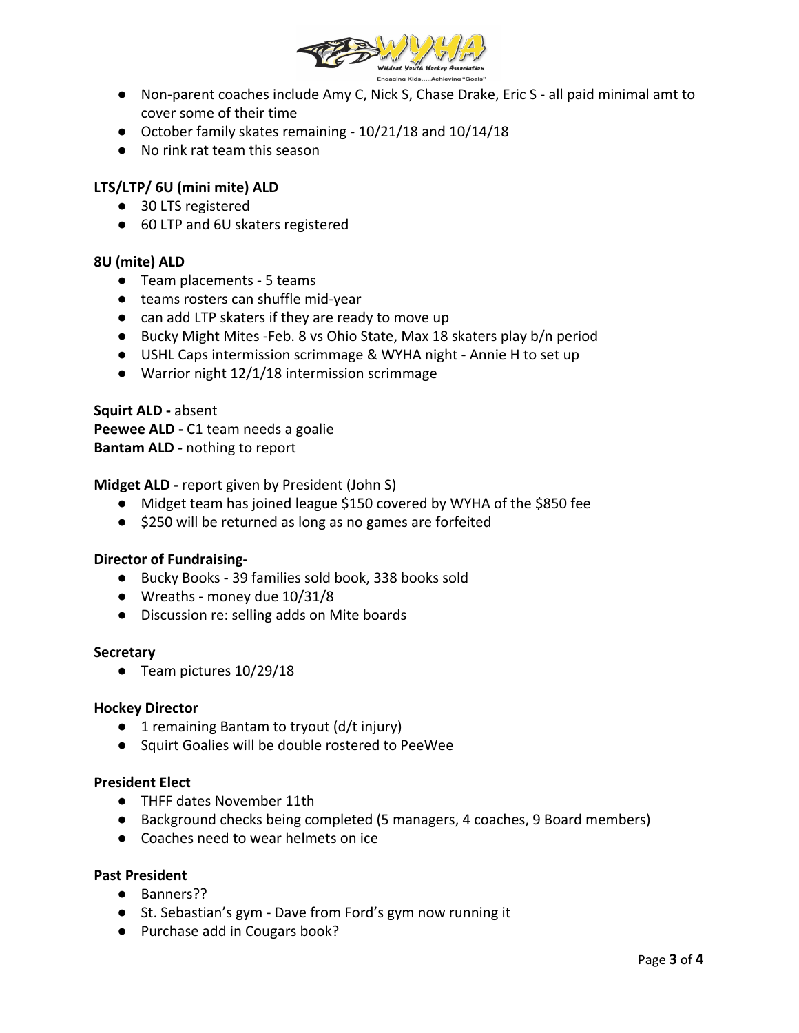- Non-parent coaches include Amy C, Nick S, Chase Drake, Eric S - all paid minimal amt to cover some of their time
- October family skates remaining - 10/21/18 and 10/14/18
- No rink rat team this season

**LTS/LTP/ 6U (mini mite) ALD**

- 30 LTS registered
- 60 LTP and 6U skaters registered

**8U (mite) ALD**

- Team placements - 5 teams
- teams rosters can shuffle mid-year
- can add LTP skaters if they are ready to move up
- Bucky Might Mites -Feb. 8 vs Ohio State, Max 18 skaters play b/n period
- USHL Caps intermission scrimmage & WYHA night - Annie H to set up
- Warrior night 12/1/18 intermission scrimmage

**Squirt ALD -** absent
**Peewee ALD -** C1 team needs a goalie
**Bantam ALD -** nothing to report

**Midget ALD -** report given by President (John S)

- Midget team has joined league $150 covered by WYHA of the $850 fee
- $250 will be returned as long as no games are forfeited

**Director of Fundraising-**

- Bucky Books - 39 families sold book, 338 books sold
- Wreaths - money due 10/31/8
- Discussion re: selling adds on Mite boards

**Secretary**

- Team pictures 10/29/18

**Hockey Director**

- 1 remaining Bantam to tryout (d/t injury)
- Squirt Goalies will be double rostered to PeeWee

**President Elect**

- THFF dates November 11th
- Background checks being completed (5 managers, 4 coaches, 9 Board members)
- Coaches need to wear helmets on ice

**Past President**

- Banners??
- St. Sebastian's gym - Dave from Ford's gym now running it
- Purchase add in Cougars book?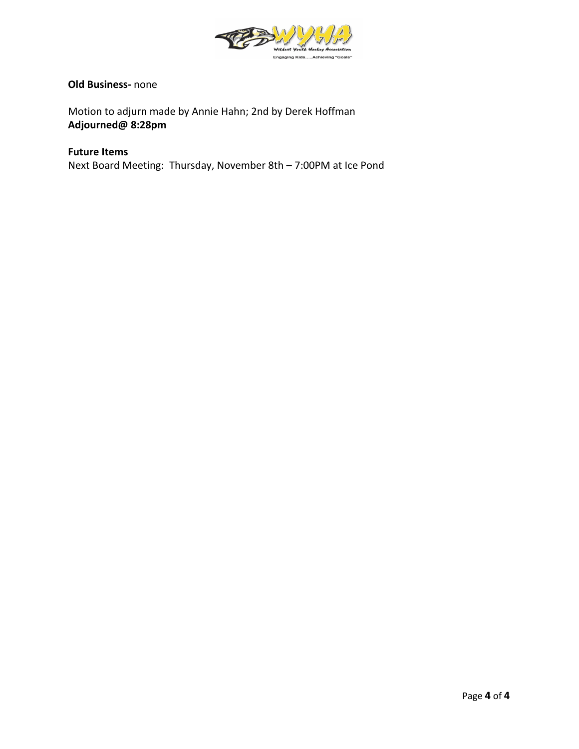**Old Business-** none

Motion to adjurn made by Annie Hahn; 2nd by Derek Hoffman
**Adjourned@ 8:28pm**

**Future Items**
Next Board Meeting: Thursday, November 8th – 7:00PM at Ice Pond